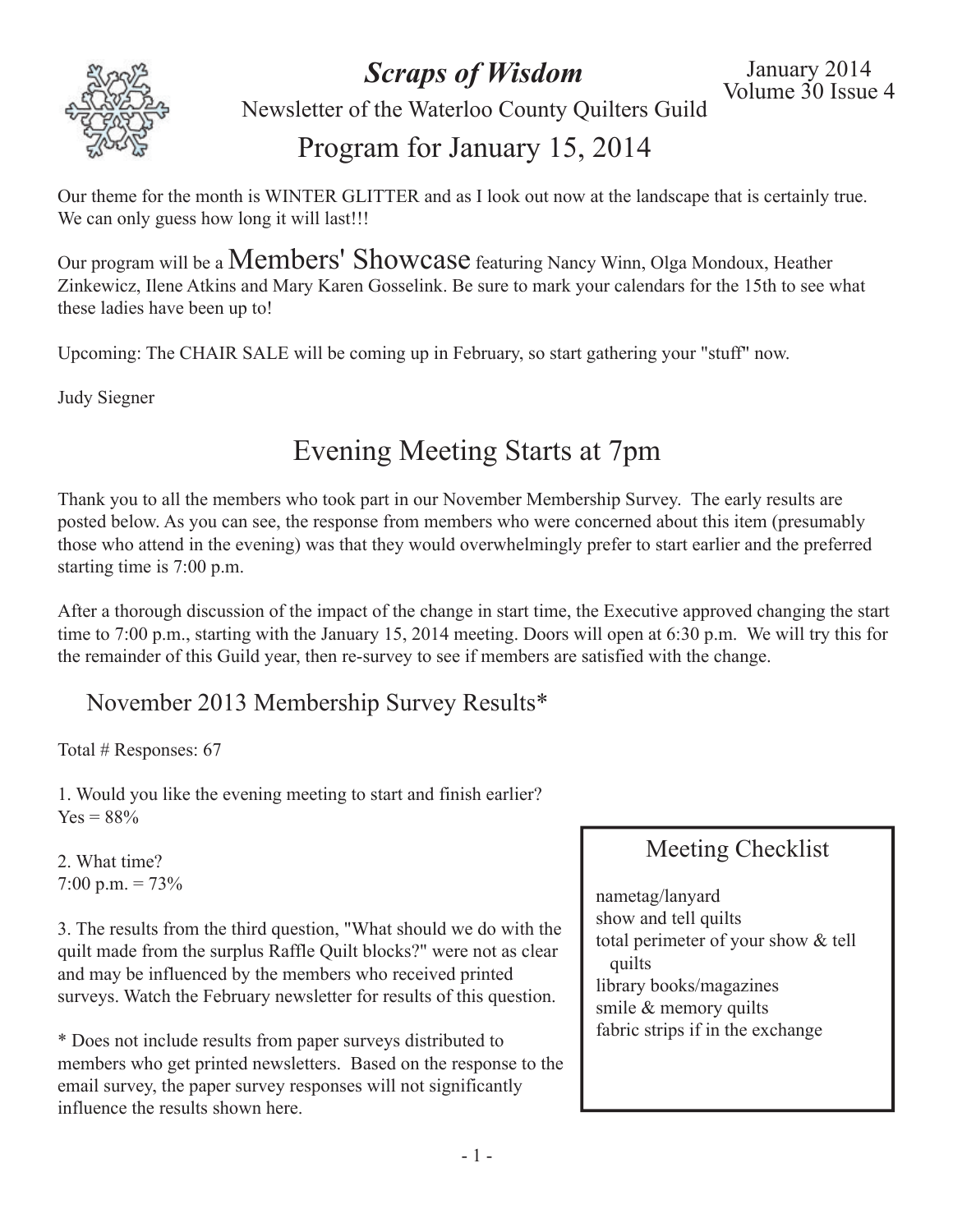# *Scraps of Wisdom*

Newsletter of the Waterloo County Quilters Guild

January 2014
Volume 30 Issue 4

## Program for January 15, 2014

Our theme for the month is WINTER GLITTER and as I look out now at the landscape that is certainly true. We can only guess how long it will last!!!

Our program will be a Members' Showcase featuring Nancy Winn, Olga Mondoux, Heather Zinkewicz, Ilene Atkins and Mary Karen Gosselink. Be sure to mark your calendars for the 15th to see what these ladies have been up to!

Upcoming: The CHAIR SALE will be coming up in February, so start gathering your "stuff" now.

Judy Siegner

## Evening Meeting Starts at 7pm

Thank you to all the members who took part in our November Membership Survey. The early results are posted below. As you can see, the response from members who were concerned about this item (presumably those who attend in the evening) was that they would overwhelmingly prefer to start earlier and the preferred starting time is 7:00 p.m.

After a thorough discussion of the impact of the change in start time, the Executive approved changing the start time to 7:00 p.m., starting with the January 15, 2014 meeting. Doors will open at 6:30 p.m. We will try this for the remainder of this Guild year, then re-survey to see if members are satisfied with the change.

### November 2013 Membership Survey Results*

Total # Responses: 67

1. Would you like the evening meeting to start and finish earlier?
Yes = 88%

2. What time?
7:00 p.m. = 73%

3. The results from the third question, "What should we do with the quilt made from the surplus Raffle Quilt blocks?" were not as clear and may be influenced by the members who received printed surveys. Watch the February newsletter for results of this question.

\* Does not include results from paper surveys distributed to members who get printed newsletters. Based on the response to the email survey, the paper survey responses will not significantly influence the results shown here.

### Meeting Checklist

nametag/lanyard
show and tell quilts
total perimeter of your show & tell quilts
library books/magazines
smile & memory quilts
fabric strips if in the exchange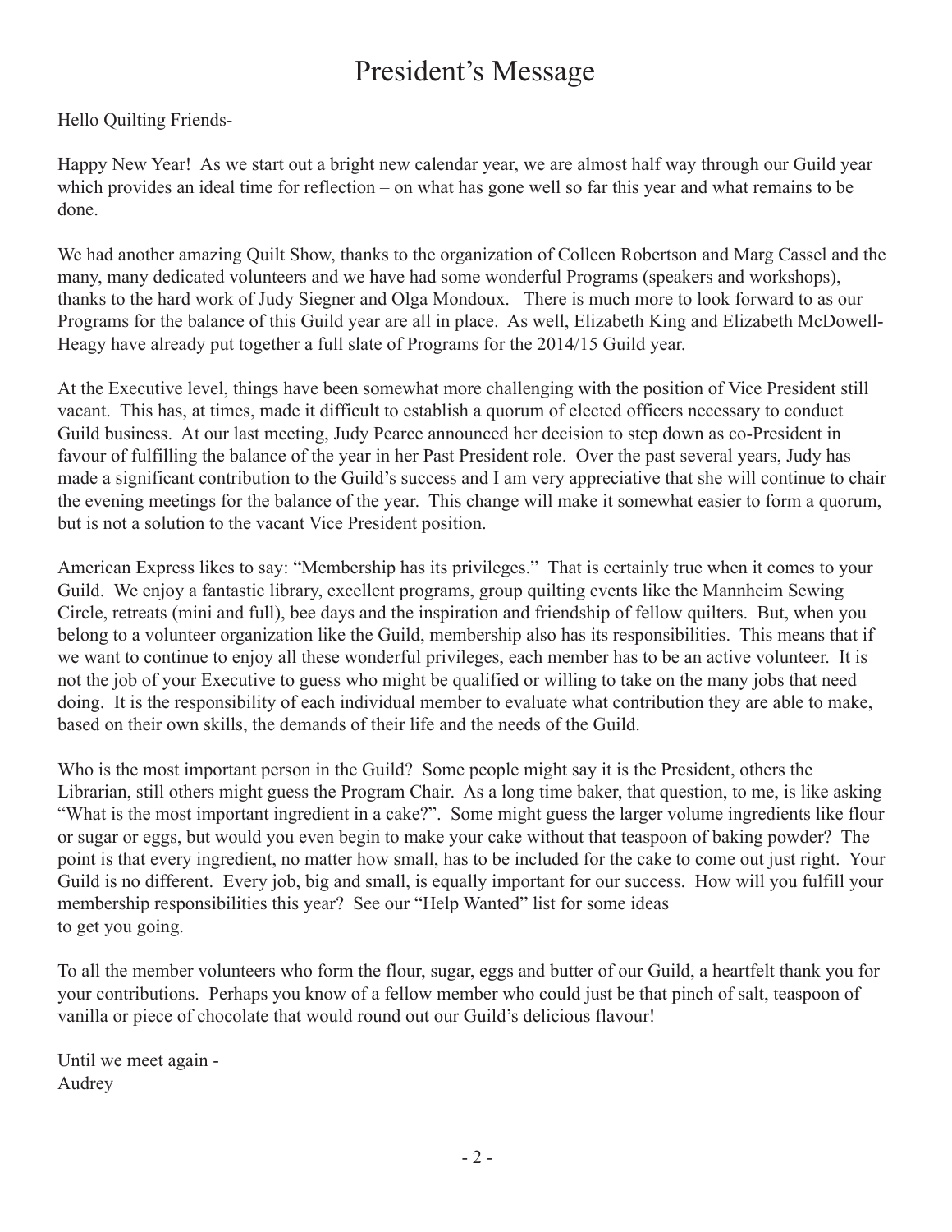# President's Message

Hello Quilting Friends-

Happy New Year! As we start out a bright new calendar year, we are almost half way through our Guild year which provides an ideal time for reflection – on what has gone well so far this year and what remains to be done.

We had another amazing Quilt Show, thanks to the organization of Colleen Robertson and Marg Cassel and the many, many dedicated volunteers and we have had some wonderful Programs (speakers and workshops), thanks to the hard work of Judy Siegner and Olga Mondoux. There is much more to look forward to as our Programs for the balance of this Guild year are all in place. As well, Elizabeth King and Elizabeth McDowell-Heagy have already put together a full slate of Programs for the 2014/15 Guild year.

At the Executive level, things have been somewhat more challenging with the position of Vice President still vacant. This has, at times, made it difficult to establish a quorum of elected officers necessary to conduct Guild business. At our last meeting, Judy Pearce announced her decision to step down as co-President in favour of fulfilling the balance of the year in her Past President role. Over the past several years, Judy has made a significant contribution to the Guild's success and I am very appreciative that she will continue to chair the evening meetings for the balance of the year. This change will make it somewhat easier to form a quorum, but is not a solution to the vacant Vice President position.

American Express likes to say: "Membership has its privileges." That is certainly true when it comes to your Guild. We enjoy a fantastic library, excellent programs, group quilting events like the Mannheim Sewing Circle, retreats (mini and full), bee days and the inspiration and friendship of fellow quilters. But, when you belong to a volunteer organization like the Guild, membership also has its responsibilities. This means that if we want to continue to enjoy all these wonderful privileges, each member has to be an active volunteer. It is not the job of your Executive to guess who might be qualified or willing to take on the many jobs that need doing. It is the responsibility of each individual member to evaluate what contribution they are able to make, based on their own skills, the demands of their life and the needs of the Guild.

Who is the most important person in the Guild? Some people might say it is the President, others the Librarian, still others might guess the Program Chair. As a long time baker, that question, to me, is like asking "What is the most important ingredient in a cake?". Some might guess the larger volume ingredients like flour or sugar or eggs, but would you even begin to make your cake without that teaspoon of baking powder? The point is that every ingredient, no matter how small, has to be included for the cake to come out just right. Your Guild is no different. Every job, big and small, is equally important for our success. How will you fulfill your membership responsibilities this year? See our "Help Wanted" list for some ideas to get you going.

To all the member volunteers who form the flour, sugar, eggs and butter of our Guild, a heartfelt thank you for your contributions. Perhaps you know of a fellow member who could just be that pinch of salt, teaspoon of vanilla or piece of chocolate that would round out our Guild's delicious flavour!

Until we meet again -
Audrey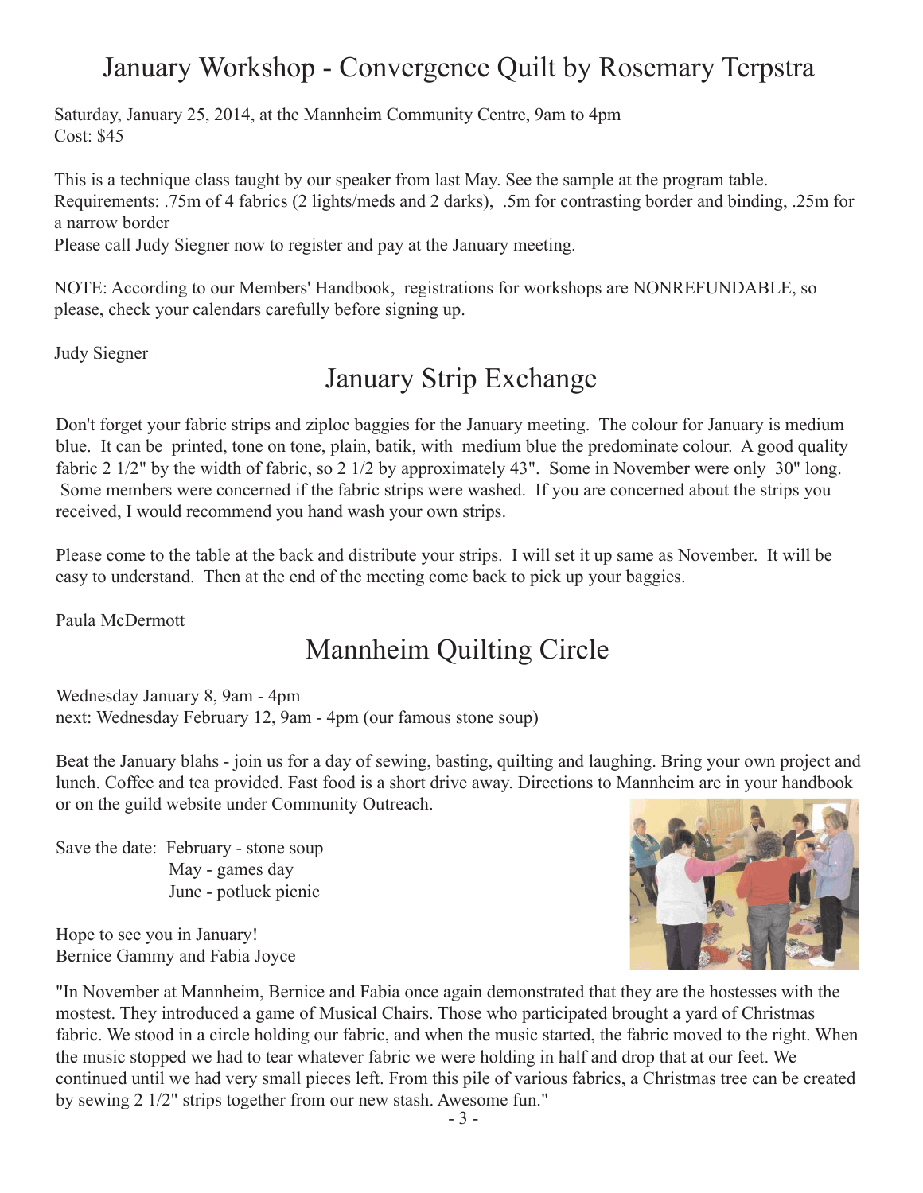## January Workshop - Convergence Quilt by Rosemary Terpstra

Saturday, January 25, 2014, at the Mannheim Community Centre, 9am to 4pm
Cost: $45

This is a technique class taught by our speaker from last May. See the sample at the program table.
Requirements: .75m of 4 fabrics (2 lights/meds and 2 darks), .5m for contrasting border and binding, .25m for a narrow border
Please call Judy Siegner now to register and pay at the January meeting.

NOTE: According to our Members' Handbook, registrations for workshops are NONREFUNDABLE, so please, check your calendars carefully before signing up.

Judy Siegner

## January Strip Exchange

Don't forget your fabric strips and ziploc baggies for the January meeting. The colour for January is medium blue. It can be printed, tone on tone, plain, batik, with medium blue the predominate colour. A good quality fabric 2 1/2" by the width of fabric, so 2 1/2 by approximately 43". Some in November were only 30" long. Some members were concerned if the fabric strips were washed. If you are concerned about the strips you received, I would recommend you hand wash your own strips.

Please come to the table at the back and distribute your strips. I will set it up same as November. It will be easy to understand. Then at the end of the meeting come back to pick up your baggies.

Paula McDermott

## Mannheim Quilting Circle

Wednesday January 8, 9am - 4pm
next: Wednesday February 12, 9am - 4pm (our famous stone soup)

Beat the January blahs - join us for a day of sewing, basting, quilting and laughing. Bring your own project and lunch. Coffee and tea provided. Fast food is a short drive away. Directions to Mannheim are in your handbook or on the guild website under Community Outreach.

Save the date: February - stone soup
May - games day
June - potluck picnic

Hope to see you in January!
Bernice Gammy and Fabia Joyce

"In November at Mannheim, Bernice and Fabia once again demonstrated that they are the hostesses with the mostest. They introduced a game of Musical Chairs. Those who participated brought a yard of Christmas fabric. We stood in a circle holding our fabric, and when the music started, the fabric moved to the right. When the music stopped we had to tear whatever fabric we were holding in half and drop that at our feet. We continued until we had very small pieces left. From this pile of various fabrics, a Christmas tree can be created by sewing 2 1/2" strips together from our new stash. Awesome fun."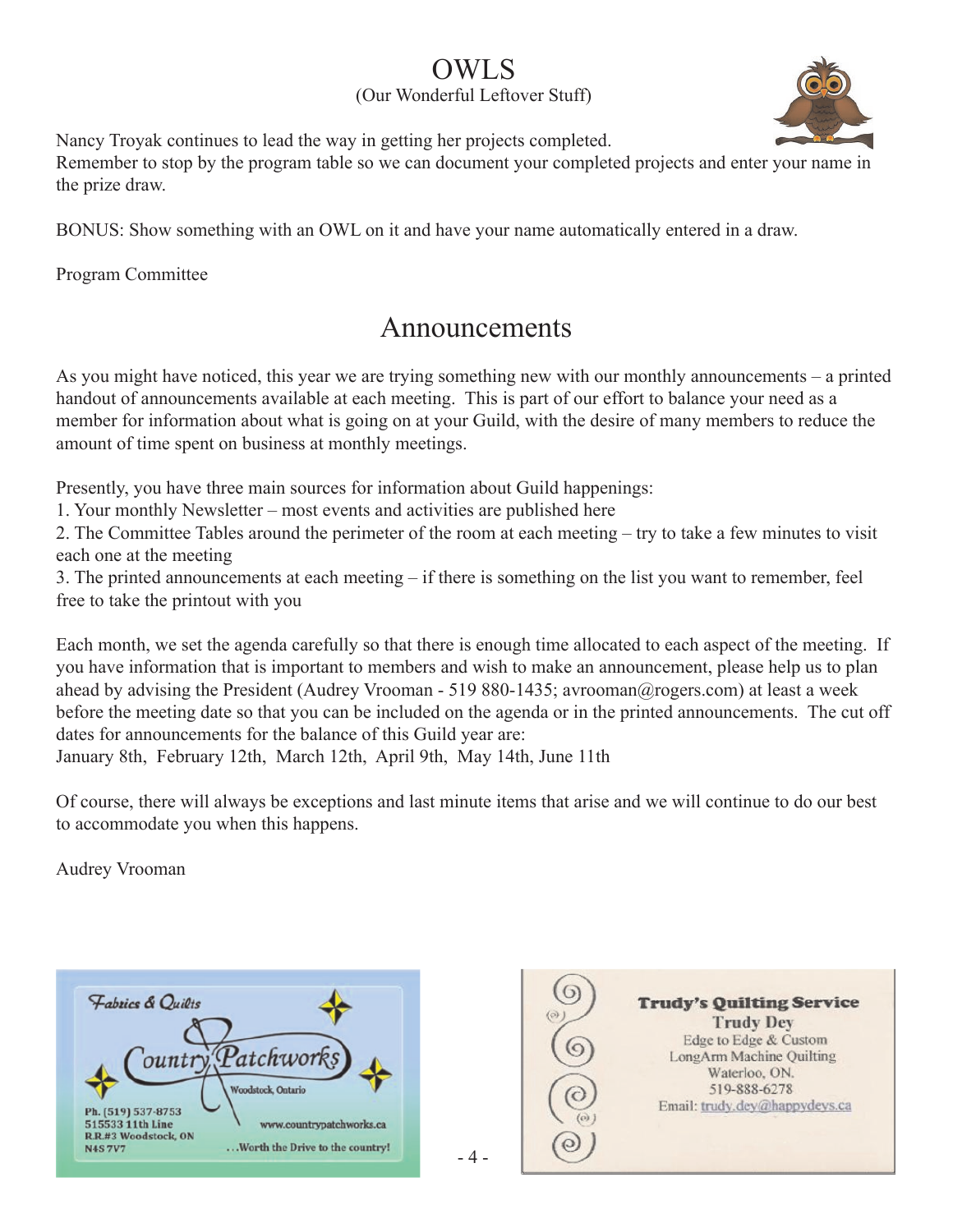# OWLS

(Our Wonderful Leftover Stuff)

Nancy Troyak continues to lead the way in getting her projects completed.
Remember to stop by the program table so we can document your completed projects and enter your name in the prize draw.

BONUS: Show something with an OWL on it and have your name automatically entered in a draw.

Program Committee

# Announcements

As you might have noticed, this year we are trying something new with our monthly announcements – a printed handout of announcements available at each meeting. This is part of our effort to balance your need as a member for information about what is going on at your Guild, with the desire of many members to reduce the amount of time spent on business at monthly meetings.

Presently, you have three main sources for information about Guild happenings:

1. Your monthly Newsletter – most events and activities are published here
2. The Committee Tables around the perimeter of the room at each meeting – try to take a few minutes to visit each one at the meeting
3. The printed announcements at each meeting – if there is something on the list you want to remember, feel free to take the printout with you

Each month, we set the agenda carefully so that there is enough time allocated to each aspect of the meeting. If you have information that is important to members and wish to make an announcement, please help us to plan ahead by advising the President (Audrey Vrooman - 519 880-1435; avrooman@rogers.com) at least a week before the meeting date so that you can be included on the agenda or in the printed announcements. The cut off dates for announcements for the balance of this Guild year are:
January 8th, February 12th, March 12th, April 9th, May 14th, June 11th

Of course, there will always be exceptions and last minute items that arise and we will continue to do our best to accommodate you when this happens.

Audrey Vrooman

Fabrics & Quilts
Country Patchworks
Woodstock, Ontario
Ph. (519) 537-8753
515533 11th Line
R.R.#3 Woodstock, ON
N4S 7V7
www.countrypatchworks.ca
...Worth the Drive to the country!

**Trudy's Quilting Service**
**Trudy Dey**
Edge to Edge & Custom
LongArm Machine Quilting
Waterloo, ON.
519-888-6278
Email: trudy.dey@happydeys.ca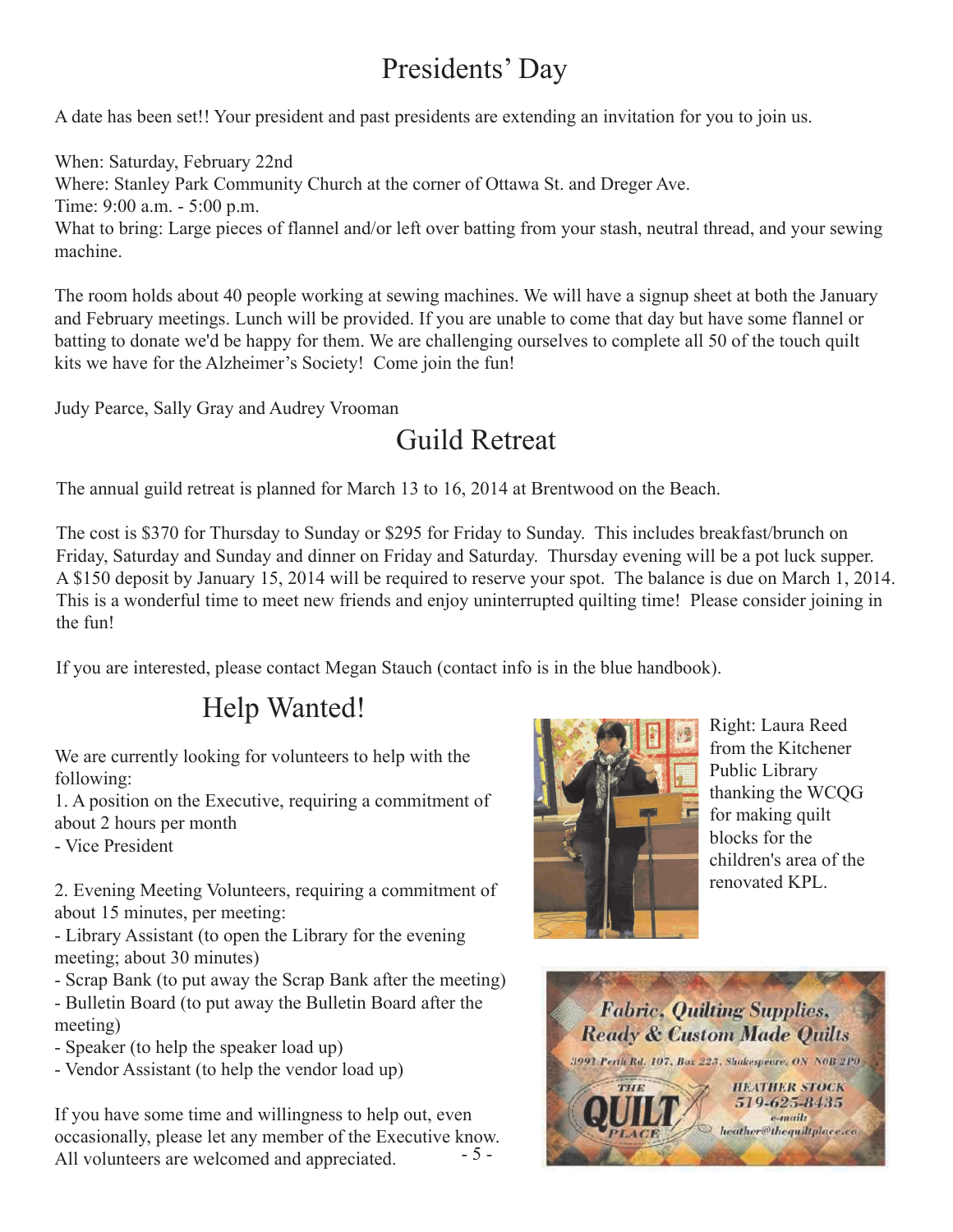# Presidents' Day

A date has been set!! Your president and past presidents are extending an invitation for you to join us.

When: Saturday, February 22nd
Where: Stanley Park Community Church at the corner of Ottawa St. and Dreger Ave.
Time: 9:00 a.m. - 5:00 p.m.
What to bring: Large pieces of flannel and/or left over batting from your stash, neutral thread, and your sewing machine.

The room holds about 40 people working at sewing machines. We will have a signup sheet at both the January and February meetings. Lunch will be provided. If you are unable to come that day but have some flannel or batting to donate we'd be happy for them. We are challenging ourselves to complete all 50 of the touch quilt kits we have for the Alzheimer's Society! Come join the fun!

Judy Pearce, Sally Gray and Audrey Vrooman

# Guild Retreat

The annual guild retreat is planned for March 13 to 16, 2014 at Brentwood on the Beach.

The cost is $370 for Thursday to Sunday or $295 for Friday to Sunday. This includes breakfast/brunch on Friday, Saturday and Sunday and dinner on Friday and Saturday. Thursday evening will be a pot luck supper. A $150 deposit by January 15, 2014 will be required to reserve your spot. The balance is due on March 1, 2014. This is a wonderful time to meet new friends and enjoy uninterrupted quilting time! Please consider joining in the fun!

If you are interested, please contact Megan Stauch (contact info is in the blue handbook).

# Help Wanted!

We are currently looking for volunteers to help with the following:

1. A position on the Executive, requiring a commitment of about 2 hours per month
- Vice President

2. Evening Meeting Volunteers, requiring a commitment of about 15 minutes, per meeting:
- Library Assistant (to open the Library for the evening meeting; about 30 minutes)
- Scrap Bank (to put away the Scrap Bank after the meeting)
- Bulletin Board (to put away the Bulletin Board after the meeting)
- Speaker (to help the speaker load up)
- Vendor Assistant (to help the vendor load up)

If you have some time and willingness to help out, even occasionally, please let any member of the Executive know. All volunteers are welcomed and appreciated.

Right: Laura Reed from the Kitchener Public Library thanking the WCQG for making quilt blocks for the children's area of the renovated KPL.

Fabric, Quilting Supplies, Ready & Custom Made Quilts
3991 Perth Rd. 107, Box 223, Shakespeare, ON N0B 2P0
THE QUILT PLACE
HEATHER STOCK
519-625-8435
e-mail: heather@thequiltplace.ca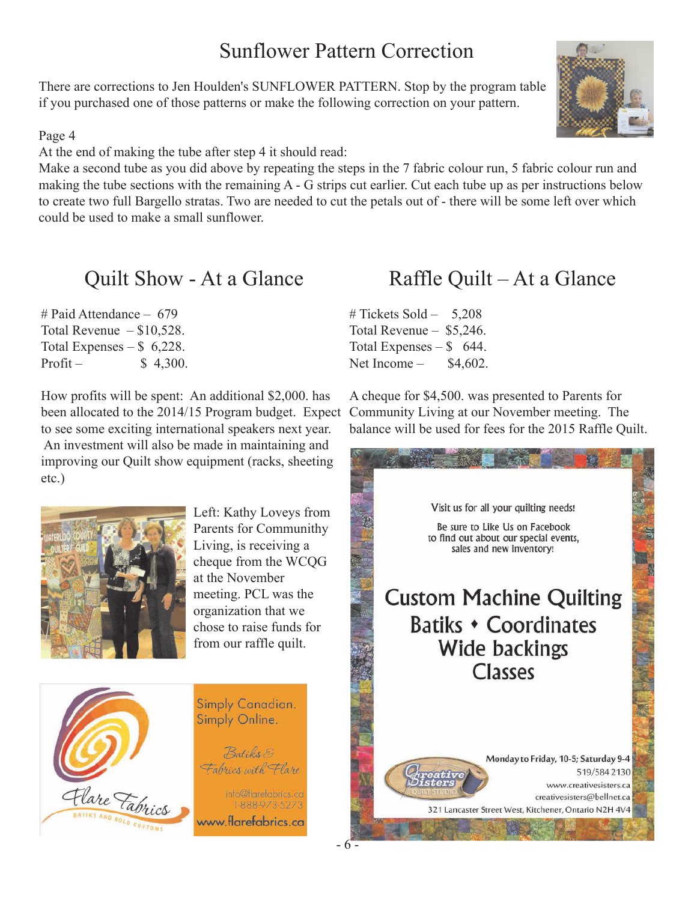# Sunflower Pattern Correction

There are corrections to Jen Houlden's SUNFLOWER PATTERN. Stop by the program table if you purchased one of those patterns or make the following correction on your pattern.

Page 4

At the end of making the tube after step 4 it should read:

Make a second tube as you did above by repeating the steps in the 7 fabric colour run, 5 fabric colour run and making the tube sections with the remaining A - G strips cut earlier. Cut each tube up as per instructions below to create two full Bargello stratas. Two are needed to cut the petals out of - there will be some left over which could be used to make a small sunflower.

## Quilt Show - At a Glance

# Paid Attendance – 679
Total Revenue – $10,528.
Total Expenses – $ 6,228.
Profit – $ 4,300.

How profits will be spent: An additional $2,000. has been allocated to the 2014/15 Program budget. Expect to see some exciting international speakers next year. An investment will also be made in maintaining and improving our Quilt show equipment (racks, sheeting etc.)

Left: Kathy Loveys from Parents for Community Living, is receiving a cheque from the WCQG at the November meeting. PCL was the organization that we chose to raise funds for from our raffle quilt.

Flare Fabrics — Batiks and Bold Cottons

Simply Canadian. Simply Online.

Batiks & Fabrics with Flare

info@flarefabrics.ca
1-888-973-5273
www.flarefabrics.ca

## Raffle Quilt – At a Glance

# Tickets Sold – 5,208
Total Revenue – $5,246.
Total Expenses – $ 644.
Net Income – $4,602.

A cheque for $4,500. was presented to Parents for Community Living at our November meeting. The balance will be used for fees for the 2015 Raffle Quilt.

Visit us for all your quilting needs!

Be sure to Like Us on Facebook to find out about our special events, sales and new inventory!

**Custom Machine Quilting**
**Batiks • Coordinates**
**Wide backings**
**Classes**

Creative Sisters Quilt Studio

Monday to Friday, 10-5; Saturday 9-4
519/584 2130
www.creativesisters.ca
creativesisters@bellnet.ca
321 Lancaster Street West, Kitchener, Ontario N2H 4V4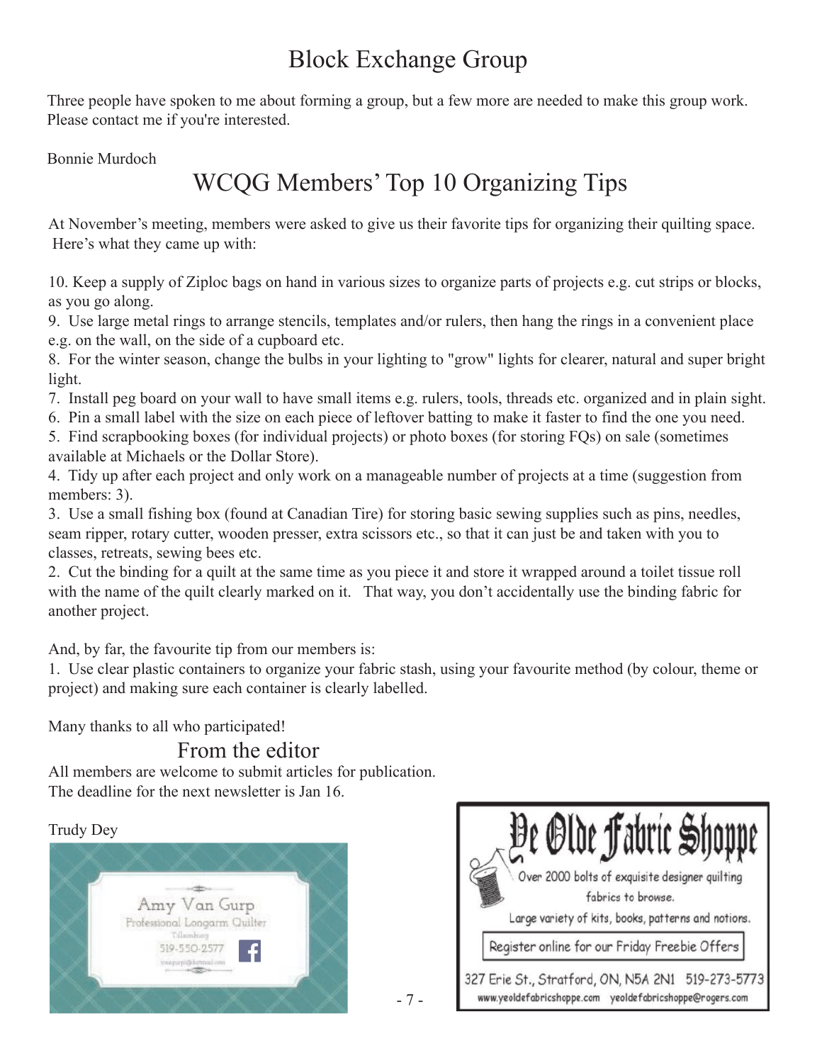# Block Exchange Group

Three people have spoken to me about forming a group, but a few more are needed to make this group work. Please contact me if you're interested.

Bonnie Murdoch

# WCQG Members' Top 10 Organizing Tips

At November's meeting, members were asked to give us their favorite tips for organizing their quilting space. Here's what they came up with:

10. Keep a supply of Ziploc bags on hand in various sizes to organize parts of projects e.g. cut strips or blocks, as you go along.
9. Use large metal rings to arrange stencils, templates and/or rulers, then hang the rings in a convenient place e.g. on the wall, on the side of a cupboard etc.
8. For the winter season, change the bulbs in your lighting to "grow" lights for clearer, natural and super bright light.
7. Install peg board on your wall to have small items e.g. rulers, tools, threads etc. organized and in plain sight.
6. Pin a small label with the size on each piece of leftover batting to make it faster to find the one you need.
5. Find scrapbooking boxes (for individual projects) or photo boxes (for storing FQs) on sale (sometimes available at Michaels or the Dollar Store).
4. Tidy up after each project and only work on a manageable number of projects at a time (suggestion from members: 3).
3. Use a small fishing box (found at Canadian Tire) for storing basic sewing supplies such as pins, needles, seam ripper, rotary cutter, wooden presser, extra scissors etc., so that it can just be and taken with you to classes, retreats, sewing bees etc.
2. Cut the binding for a quilt at the same time as you piece it and store it wrapped around a toilet tissue roll with the name of the quilt clearly marked on it. That way, you don't accidentally use the binding fabric for another project.

And, by far, the favourite tip from our members is:

1. Use clear plastic containers to organize your fabric stash, using your favourite method (by colour, theme or project) and making sure each container is clearly labelled.

Many thanks to all who participated!

## From the editor

All members are welcome to submit articles for publication.
The deadline for the next newsletter is Jan 16.

Trudy Dey

Amy Van Gurp
Professional Longarm Quilter
Tillsonburg
519-550-2577

Ye Olde Fabric Shoppe

Over 2000 bolts of exquisite designer quilting fabrics to browse.

Large variety of kits, books, patterns and notions.

Register online for our Friday Freebie Offers

327 Erie St., Stratford, ON, N5A 2N1 519-273-5773
www.yeoldefabricshoppe.com yeoldefabricshoppe@rogers.com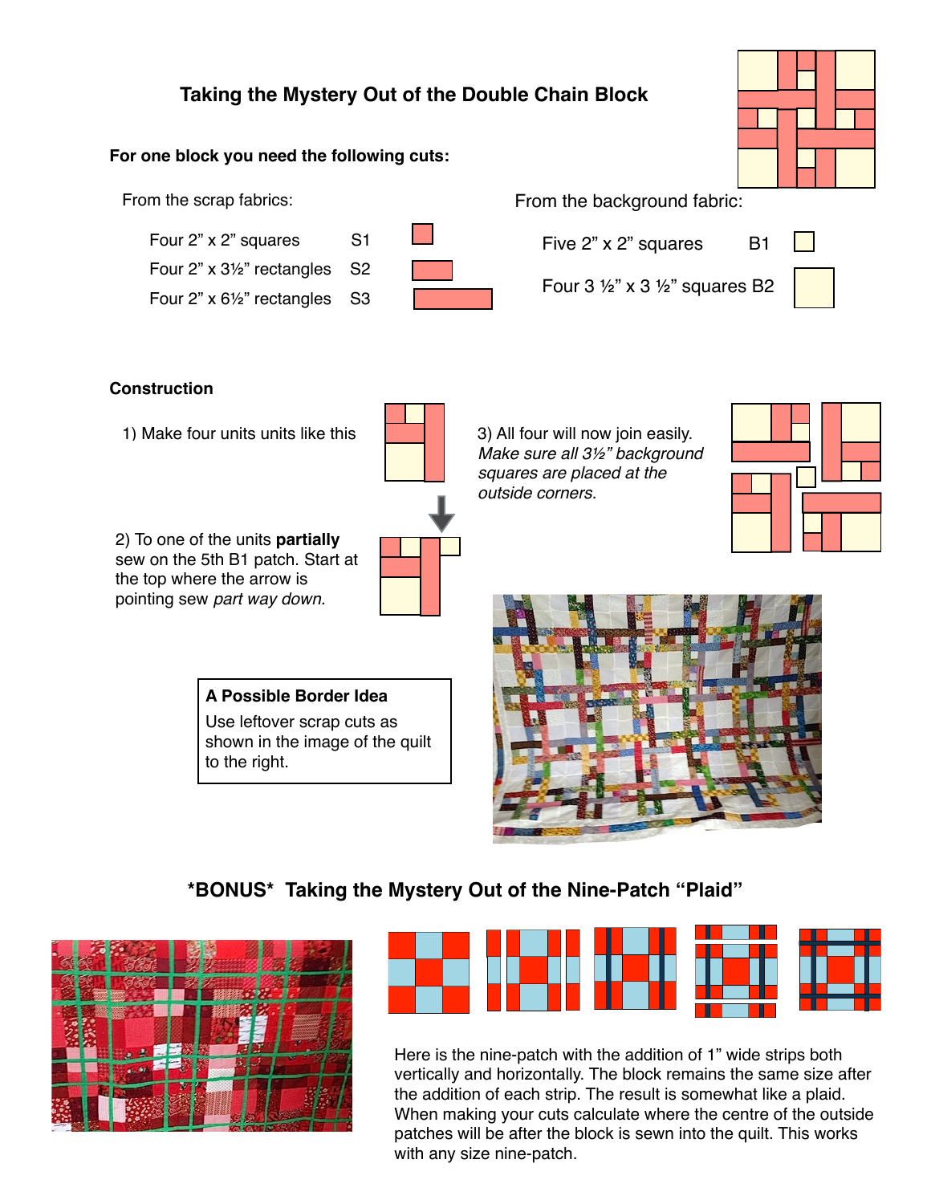# Taking the Mystery Out of the Double Chain Block

**For one block you need the following cuts:**

From the scrap fabrics:

| | | |
|---|---|---|
| Four 2” x 2” squares | S1 | |
| Four 2” x 3½” rectangles | S2 | |
| Four 2” x 6½” rectangles | S3 | |

From the background fabric:

| | | |
|---|---|---|
| Five 2” x 2” squares | B1 | |
| Four 3 ½” x 3 ½” squares | B2 | |

**Construction**

1) Make four units units like this

2) To one of the units **partially** sew on the 5th B1 patch. Start at the top where the arrow is pointing sew *part way down.*

3) All four will now join easily. *Make sure all 3½” background squares are placed at the outside corners.*

**A Possible Border Idea**

Use leftover scrap cuts as shown in the image of the quilt to the right.

## *BONUS* Taking the Mystery Out of the Nine-Patch “Plaid”

Here is the nine-patch with the addition of 1” wide strips both vertically and horizontally. The block remains the same size after the addition of each strip. The result is somewhat like a plaid. When making your cuts calculate where the centre of the outside patches will be after the block is sewn into the quilt. This works with any size nine-patch.